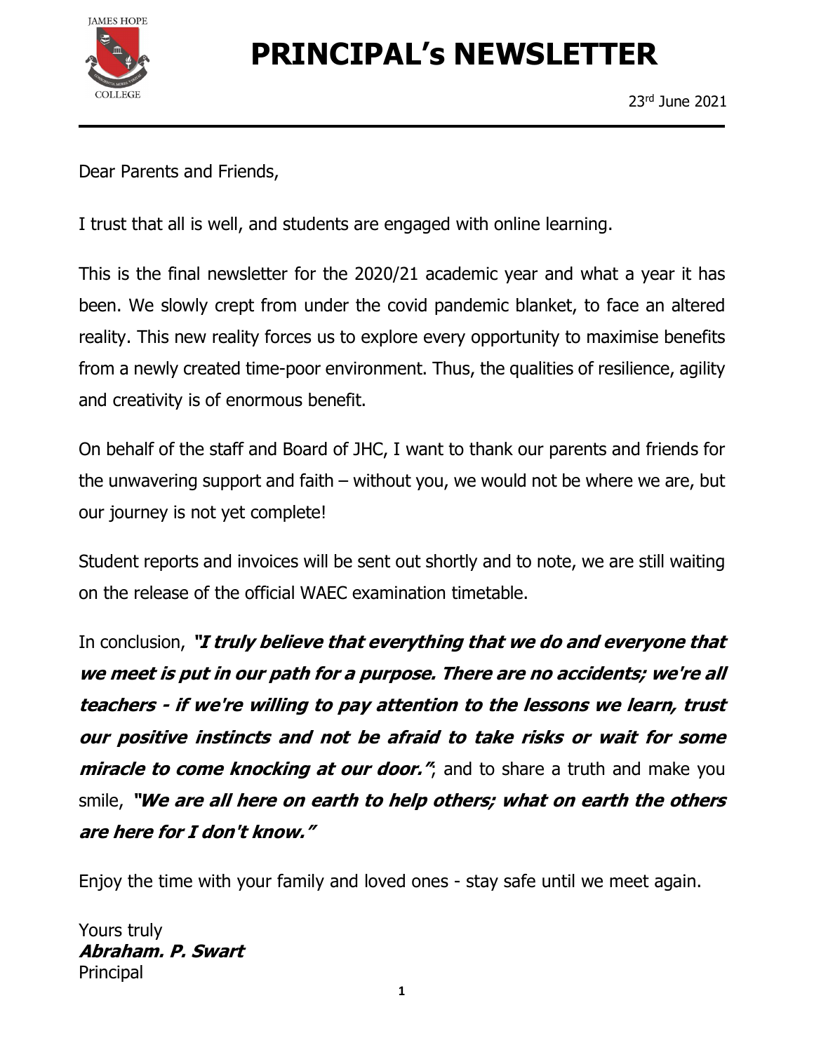# PRINCIPAL's NEWSLETTER

23rd June 2021

Dear Parents and Friends,

I trust that all is well, and students are engaged with online learning.

This is the final newsletter for the 2020/21 academic year and what a year it has been. We slowly crept from under the covid pandemic blanket, to face an altered reality. This new reality forces us to explore every opportunity to maximise benefits from a newly created time-poor environment. Thus, the qualities of resilience, agility and creativity is of enormous benefit.

On behalf of the staff and Board of JHC, I want to thank our parents and friends for the unwavering support and faith – without you, we would not be where we are, but our journey is not yet complete!

Student reports and invoices will be sent out shortly and to note, we are still waiting on the release of the official WAEC examination timetable.

In conclusion, ***"I truly believe that everything that we do and everyone that we meet is put in our path for a purpose. There are no accidents; we're all teachers - if we're willing to pay attention to the lessons we learn, trust our positive instincts and not be afraid to take risks or wait for some miracle to come knocking at our door."***; and to share a truth and make you smile, ***"We are all here on earth to help others; what on earth the others are here for I don't know."***

Enjoy the time with your family and loved ones - stay safe until we meet again.

Yours truly
***Abraham. P. Swart***
Principal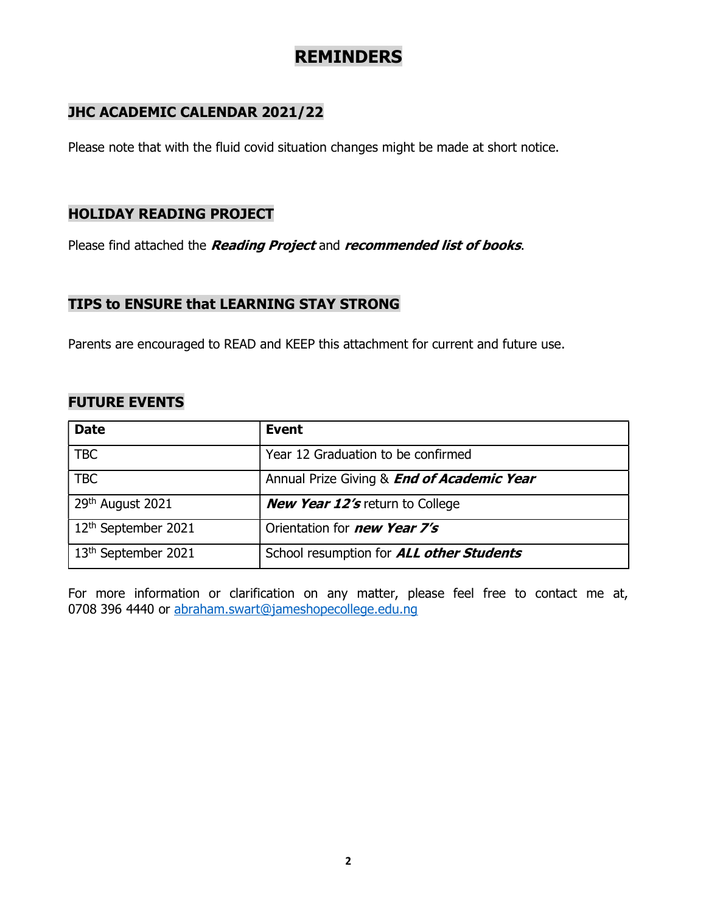# REMINDERS

## JHC ACADEMIC CALENDAR 2021/22

Please note that with the fluid covid situation changes might be made at short notice.

## HOLIDAY READING PROJECT

Please find attached the ***Reading Project*** and ***recommended list of books***.

## TIPS to ENSURE that LEARNING STAY STRONG

Parents are encouraged to READ and KEEP this attachment for current and future use.

## FUTURE EVENTS

| **Date** | **Event** |
|---|---|
| TBC | Year 12 Graduation to be confirmed |
| TBC | Annual Prize Giving & ***End of Academic Year*** |
| 29th August 2021 | ***New Year 12's*** return to College |
| 12th September 2021 | Orientation for ***new Year 7's*** |
| 13th September 2021 | School resumption for ***ALL other Students*** |

For more information or clarification on any matter, please feel free to contact me at, 0708 396 4440 or abraham.swart@jameshopecollege.edu.ng